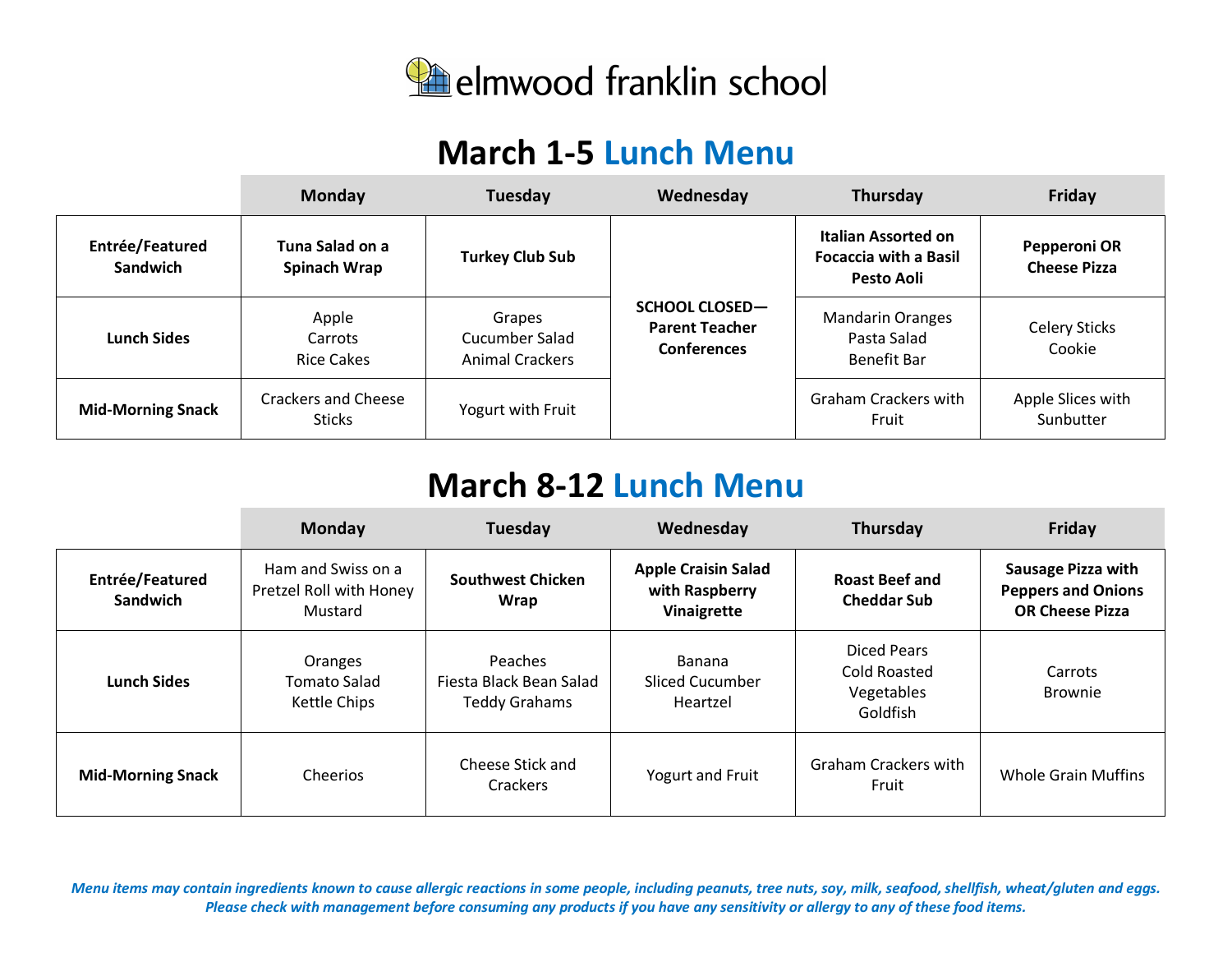# elmwood franklin school

## March 1-5 Lunch Menu

| | Monday | Tuesday | Wednesday | Thursday | Friday |
|---|---|---|---|---|---|
| **Entrée/Featured Sandwich** | **Tuna Salad on a Spinach Wrap** | **Turkey Club Sub** | **SCHOOL CLOSED—Parent Teacher Conferences** | **Italian Assorted on Focaccia with a Basil Pesto Aoli** | **Pepperoni OR Cheese Pizza** |
| **Lunch Sides** | Apple<br>Carrots<br>Rice Cakes | Grapes<br>Cucumber Salad<br>Animal Crackers | | Mandarin Oranges<br>Pasta Salad<br>Benefit Bar | Celery Sticks<br>Cookie |
| **Mid-Morning Snack** | Crackers and Cheese Sticks | Yogurt with Fruit | | Graham Crackers with Fruit | Apple Slices with Sunbutter |

## March 8-12 Lunch Menu

| | Monday | Tuesday | Wednesday | Thursday | Friday |
|---|---|---|---|---|---|
| **Entrée/Featured Sandwich** | Ham and Swiss on a Pretzel Roll with Honey Mustard | **Southwest Chicken Wrap** | **Apple Craisin Salad with Raspberry Vinaigrette** | **Roast Beef and Cheddar Sub** | **Sausage Pizza with Peppers and Onions OR Cheese Pizza** |
| **Lunch Sides** | Oranges<br>Tomato Salad<br>Kettle Chips | Peaches<br>Fiesta Black Bean Salad<br>Teddy Grahams | Banana<br>Sliced Cucumber<br>Heartzel | Diced Pears<br>Cold Roasted Vegetables<br>Goldfish | Carrots<br>Brownie |
| **Mid-Morning Snack** | Cheerios | Cheese Stick and Crackers | Yogurt and Fruit | Graham Crackers with Fruit | Whole Grain Muffins |

*Menu items may contain ingredients known to cause allergic reactions in some people, including peanuts, tree nuts, soy, milk, seafood, shellfish, wheat/gluten and eggs. Please check with management before consuming any products if you have any sensitivity or allergy to any of these food items.*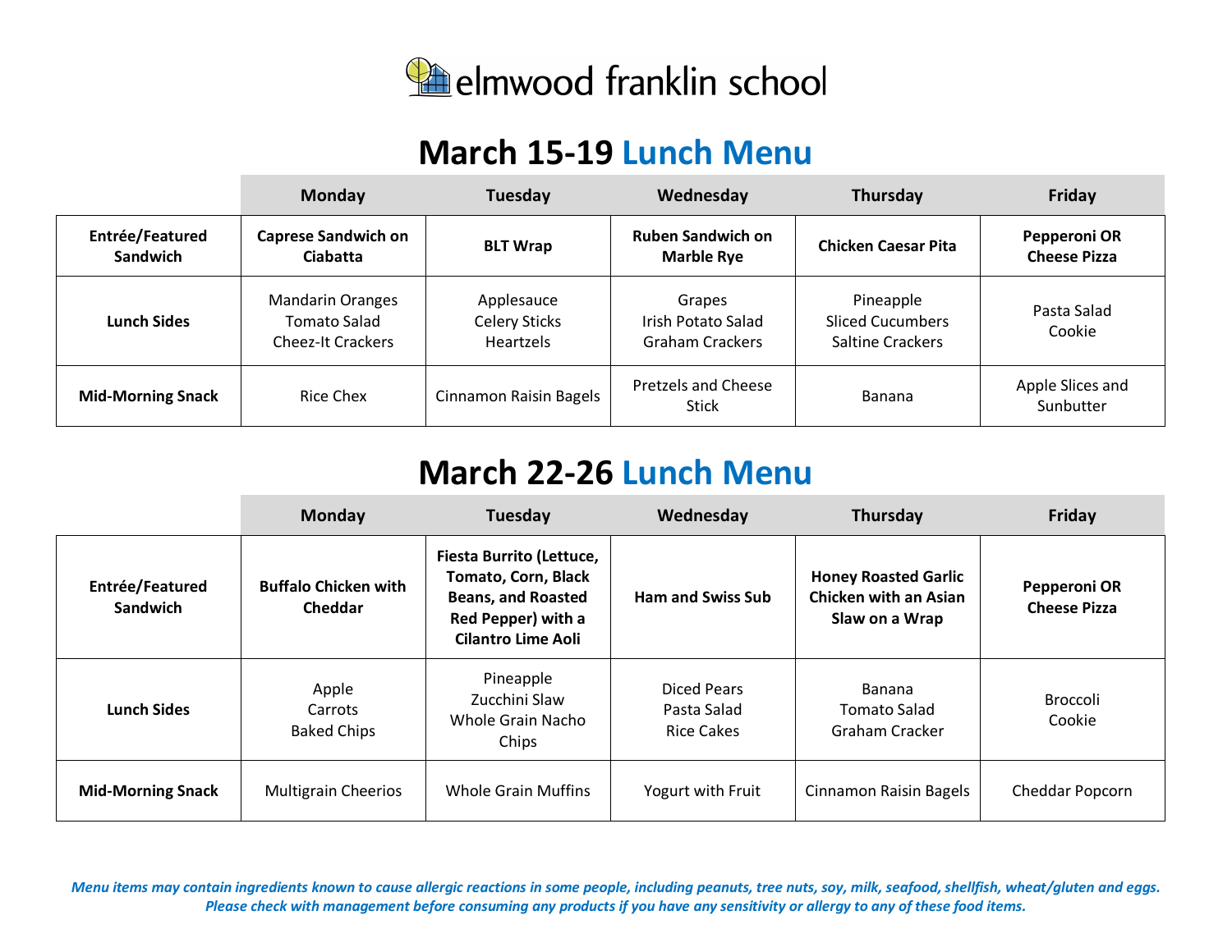elmwood franklin school

# March 15-19 **Lunch Menu**

| | Monday | Tuesday | Wednesday | Thursday | Friday |
|---|---|---|---|---|---|
| **Entrée/Featured Sandwich** | **Caprese Sandwich on Ciabatta** | **BLT Wrap** | **Ruben Sandwich on Marble Rye** | **Chicken Caesar Pita** | **Pepperoni OR Cheese Pizza** |
| **Lunch Sides** | Mandarin Oranges<br>Tomato Salad<br>Cheez-It Crackers | Applesauce<br>Celery Sticks<br>Heartzels | Grapes<br>Irish Potato Salad<br>Graham Crackers | Pineapple<br>Sliced Cucumbers<br>Saltine Crackers | Pasta Salad<br>Cookie |
| **Mid-Morning Snack** | Rice Chex | Cinnamon Raisin Bagels | Pretzels and Cheese Stick | Banana | Apple Slices and Sunbutter |

# March 22-26 **Lunch Menu**

| | Monday | Tuesday | Wednesday | Thursday | Friday |
|---|---|---|---|---|---|
| **Entrée/Featured Sandwich** | **Buffalo Chicken with Cheddar** | **Fiesta Burrito (Lettuce, Tomato, Corn, Black Beans, and Roasted Red Pepper) with a Cilantro Lime Aoli** | **Ham and Swiss Sub** | **Honey Roasted Garlic Chicken with an Asian Slaw on a Wrap** | **Pepperoni OR Cheese Pizza** |
| **Lunch Sides** | Apple<br>Carrots<br>Baked Chips | Pineapple<br>Zucchini Slaw<br>Whole Grain Nacho Chips | Diced Pears<br>Pasta Salad<br>Rice Cakes | Banana<br>Tomato Salad<br>Graham Cracker | Broccoli<br>Cookie |
| **Mid-Morning Snack** | Multigrain Cheerios | Whole Grain Muffins | Yogurt with Fruit | Cinnamon Raisin Bagels | Cheddar Popcorn |

*Menu items may contain ingredients known to cause allergic reactions in some people, including peanuts, tree nuts, soy, milk, seafood, shellfish, wheat/gluten and eggs. Please check with management before consuming any products if you have any sensitivity or allergy to any of these food items.*